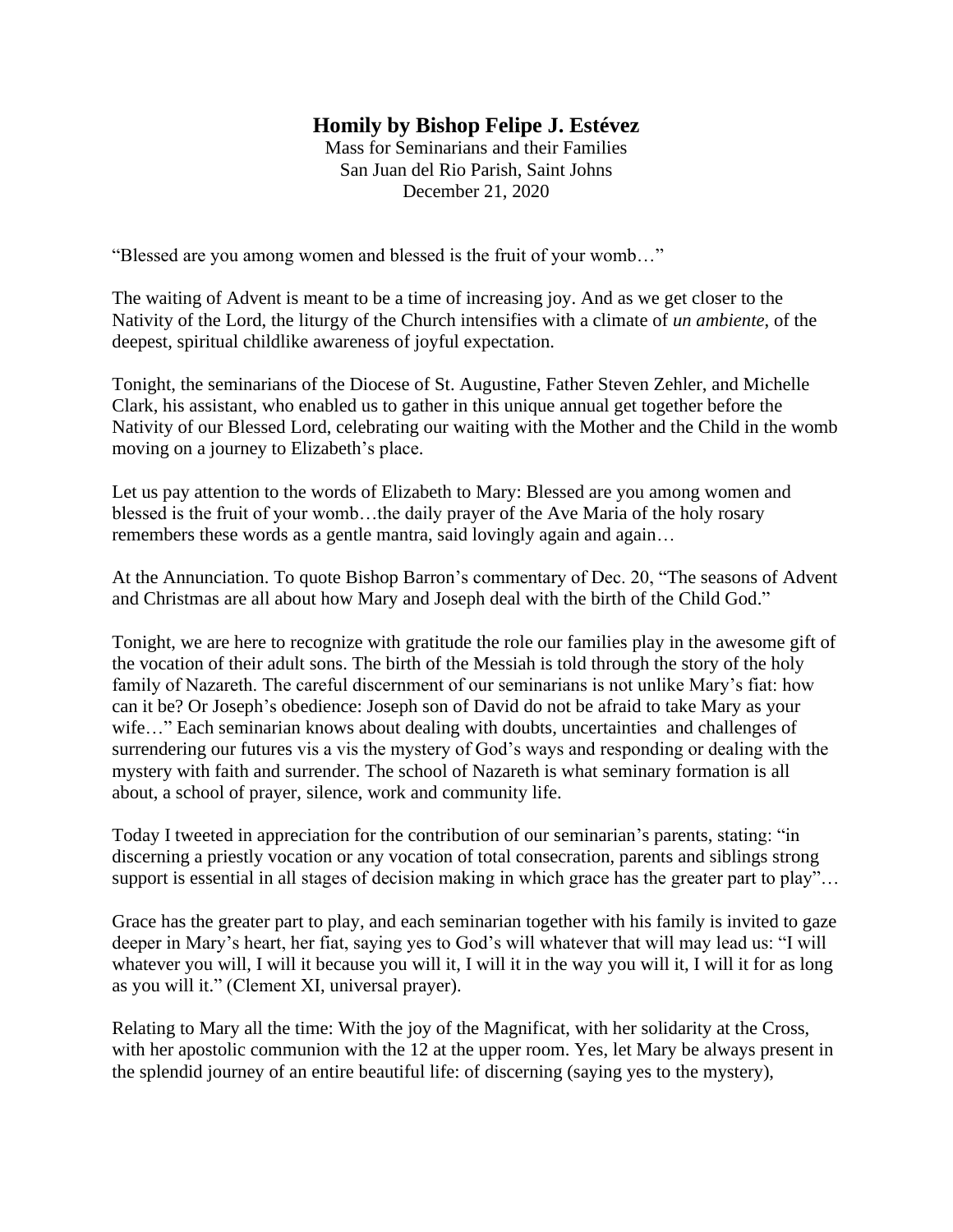# Homily by Bishop Felipe J. Estévez

Mass for Seminarians and their Families
San Juan del Rio Parish, Saint Johns
December 21, 2020

"Blessed are you among women and blessed is the fruit of your womb…"

The waiting of Advent is meant to be a time of increasing joy. And as we get closer to the Nativity of the Lord, the liturgy of the Church intensifies with a climate of *un ambiente*, of the deepest, spiritual childlike awareness of joyful expectation.

Tonight, the seminarians of the Diocese of St. Augustine, Father Steven Zehler, and Michelle Clark, his assistant, who enabled us to gather in this unique annual get together before the Nativity of our Blessed Lord, celebrating our waiting with the Mother and the Child in the womb moving on a journey to Elizabeth's place.

Let us pay attention to the words of Elizabeth to Mary: Blessed are you among women and blessed is the fruit of your womb…the daily prayer of the Ave Maria of the holy rosary remembers these words as a gentle mantra, said lovingly again and again…

At the Annunciation. To quote Bishop Barron's commentary of Dec. 20, "The seasons of Advent and Christmas are all about how Mary and Joseph deal with the birth of the Child God."

Tonight, we are here to recognize with gratitude the role our families play in the awesome gift of the vocation of their adult sons. The birth of the Messiah is told through the story of the holy family of Nazareth. The careful discernment of our seminarians is not unlike Mary's fiat: how can it be? Or Joseph's obedience: Joseph son of David do not be afraid to take Mary as your wife…" Each seminarian knows about dealing with doubts, uncertainties and challenges of surrendering our futures vis a vis the mystery of God's ways and responding or dealing with the mystery with faith and surrender. The school of Nazareth is what seminary formation is all about, a school of prayer, silence, work and community life.

Today I tweeted in appreciation for the contribution of our seminarian's parents, stating: "in discerning a priestly vocation or any vocation of total consecration, parents and siblings strong support is essential in all stages of decision making in which grace has the greater part to play"…

Grace has the greater part to play, and each seminarian together with his family is invited to gaze deeper in Mary's heart, her fiat, saying yes to God's will whatever that will may lead us: "I will whatever you will, I will it because you will it, I will it in the way you will it, I will it for as long as you will it." (Clement XI, universal prayer).

Relating to Mary all the time: With the joy of the Magnificat, with her solidarity at the Cross, with her apostolic communion with the 12 at the upper room. Yes, let Mary be always present in the splendid journey of an entire beautiful life: of discerning (saying yes to the mystery),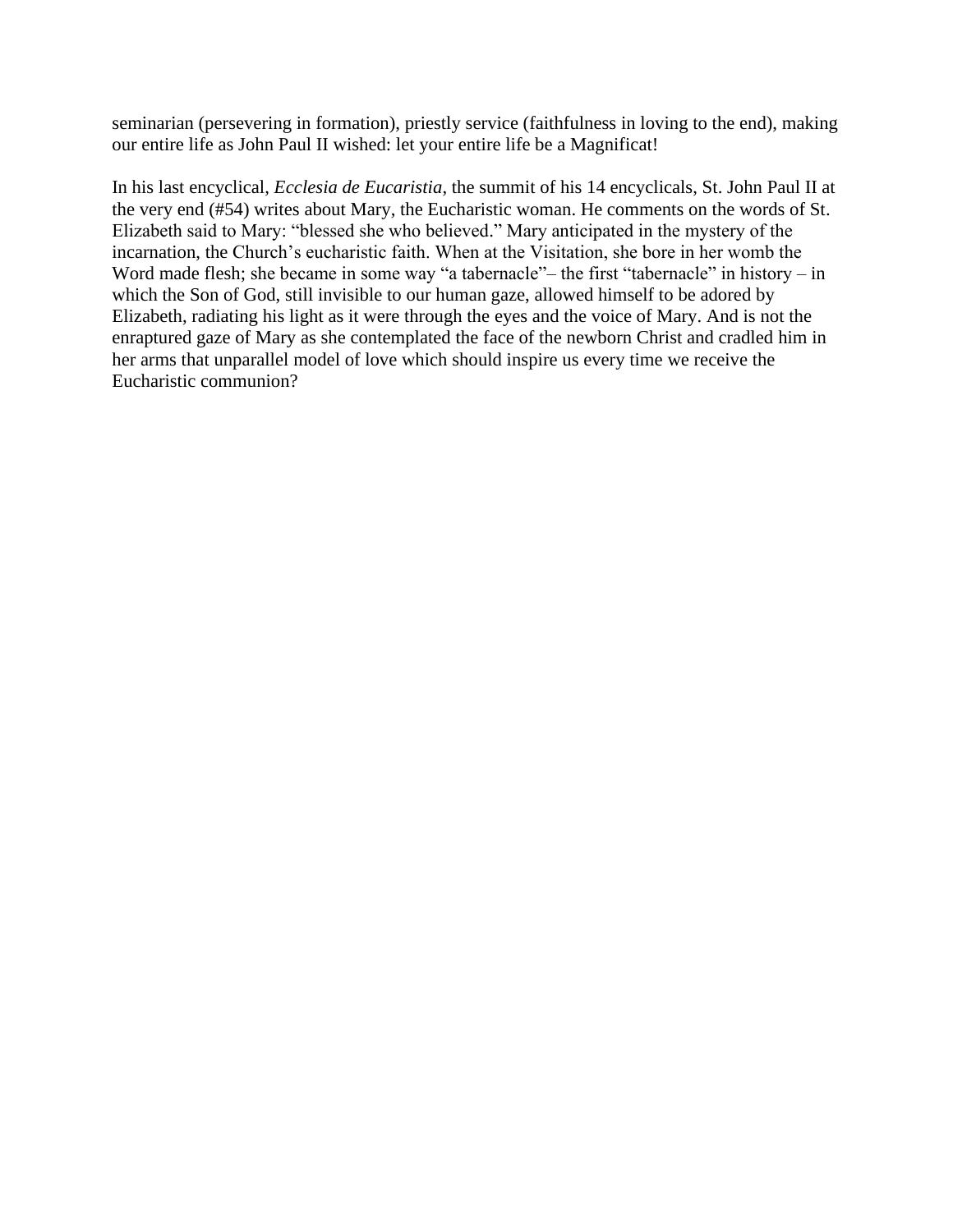seminarian (persevering in formation), priestly service (faithfulness in loving to the end), making our entire life as John Paul II wished: let your entire life be a Magnificat!

In his last encyclical, *Ecclesia de Eucaristia*, the summit of his 14 encyclicals, St. John Paul II at the very end (#54) writes about Mary, the Eucharistic woman. He comments on the words of St. Elizabeth said to Mary: "blessed she who believed." Mary anticipated in the mystery of the incarnation, the Church's eucharistic faith. When at the Visitation, she bore in her womb the Word made flesh; she became in some way "a tabernacle"– the first "tabernacle" in history – in which the Son of God, still invisible to our human gaze, allowed himself to be adored by Elizabeth, radiating his light as it were through the eyes and the voice of Mary. And is not the enraptured gaze of Mary as she contemplated the face of the newborn Christ and cradled him in her arms that unparallel model of love which should inspire us every time we receive the Eucharistic communion?